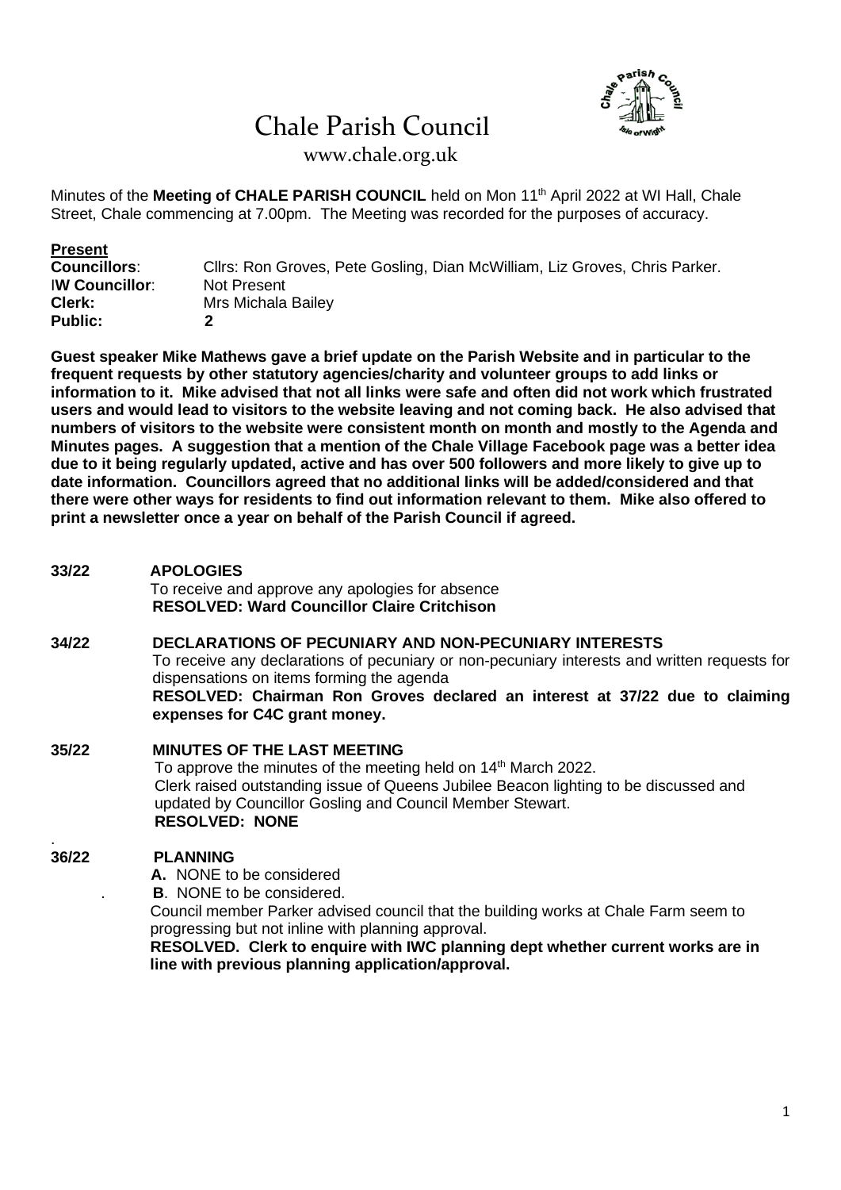# Chale Parish Council

www.chale.org.uk

Minutes of the **Meeting of CHALE PARISH COUNCIL** held on Mon 11th April 2022 at WI Hall, Chale Street, Chale commencing at 7.00pm. The Meeting was recorded for the purposes of accuracy.

**Present**

| | |
|---|---|
| **Councillors**: | Cllrs: Ron Groves, Pete Gosling, Dian McWilliam, Liz Groves, Chris Parker. |
| **IW Councillor**: | Not Present |
| **Clerk:** | Mrs Michala Bailey |
| **Public:** | **2** |

**Guest speaker Mike Mathews gave a brief update on the Parish Website and in particular to the frequent requests by other statutory agencies/charity and volunteer groups to add links or information to it. Mike advised that not all links were safe and often did not work which frustrated users and would lead to visitors to the website leaving and not coming back. He also advised that numbers of visitors to the website were consistent month on month and mostly to the Agenda and Minutes pages. A suggestion that a mention of the Chale Village Facebook page was a better idea due to it being regularly updated, active and has over 500 followers and more likely to give up to date information. Councillors agreed that no additional links will be added/considered and that there were other ways for residents to find out information relevant to them. Mike also offered to print a newsletter once a year on behalf of the Parish Council if agreed.**

**33/22 APOLOGIES**

To receive and approve any apologies for absence

**RESOLVED: Ward Councillor Claire Critchison**

**34/22 DECLARATIONS OF PECUNIARY AND NON-PECUNIARY INTERESTS**

To receive any declarations of pecuniary or non-pecuniary interests and written requests for dispensations on items forming the agenda

**RESOLVED: Chairman Ron Groves declared an interest at 37/22 due to claiming expenses for C4C grant money.**

**35/22 MINUTES OF THE LAST MEETING**

To approve the minutes of the meeting held on 14th March 2022.

Clerk raised outstanding issue of Queens Jubilee Beacon lighting to be discussed and updated by Councillor Gosling and Council Member Stewart.

**RESOLVED: NONE**

**36/22 PLANNING**

**A.** NONE to be considered

**B**. NONE to be considered.

Council member Parker advised council that the building works at Chale Farm seem to progressing but not inline with planning approval.

**RESOLVED. Clerk to enquire with IWC planning dept whether current works are in line with previous planning application/approval.**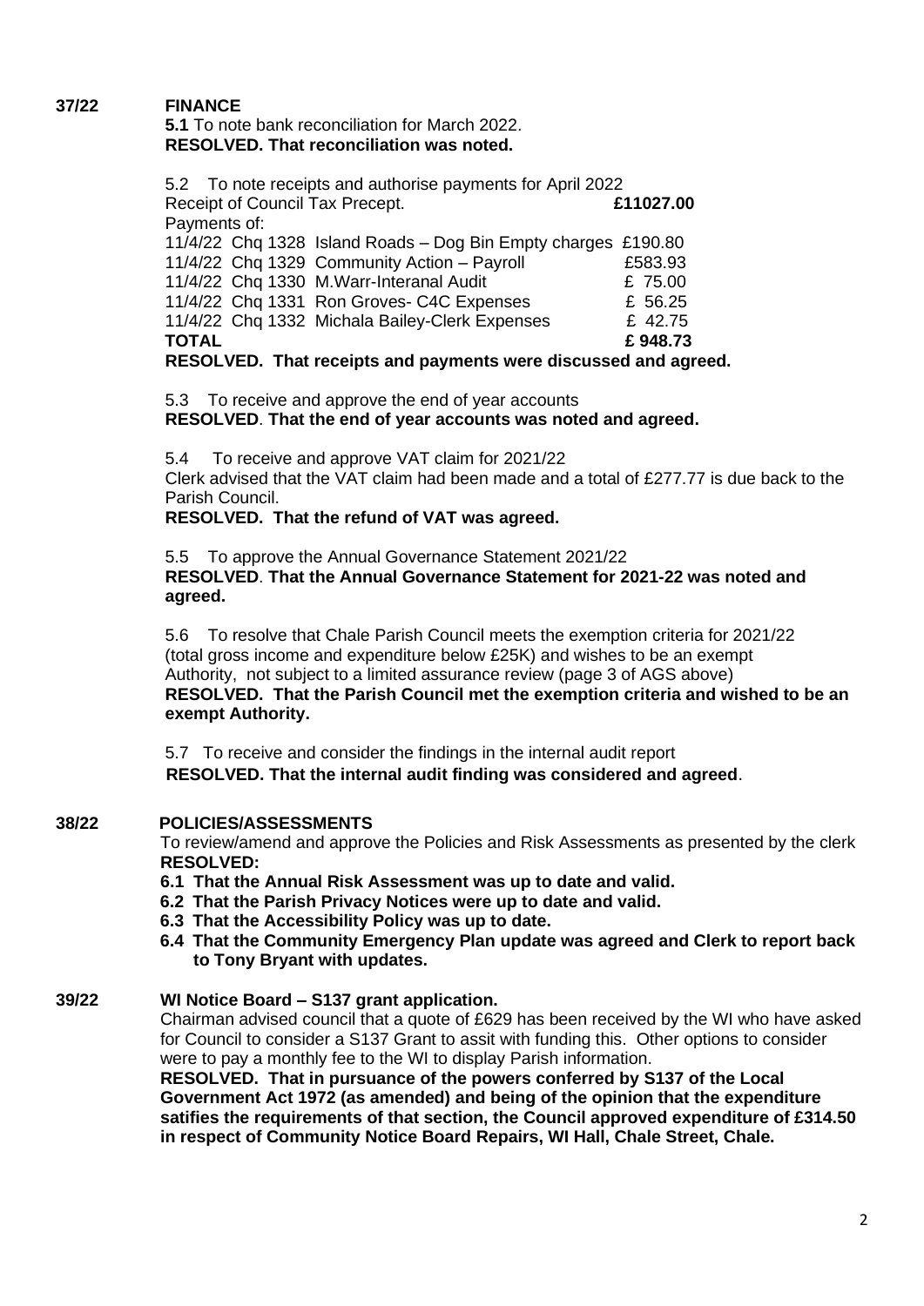**37/22 FINANCE**

**5.1** To note bank reconciliation for March 2022.
**RESOLVED. That reconciliation was noted.**

5.2 To note receipts and authorise payments for April 2022

Receipt of Council Tax Precept. **£11027.00**

Payments of:

| | | | |
|---|---|---|---|
| 11/4/22 | Chq 1328 | Island Roads – Dog Bin Empty charges | £190.80 |
| 11/4/22 | Chq 1329 | Community Action – Payroll | £583.93 |
| 11/4/22 | Chq 1330 | M.Warr-Interanal Audit | £ 75.00 |
| 11/4/22 | Chq 1331 | Ron Groves- C4C Expenses | £ 56.25 |
| 11/4/22 | Chq 1332 | Michala Bailey-Clerk Expenses | £ 42.75 |
| **TOTAL** | | | **£ 948.73** |

**RESOLVED. That receipts and payments were discussed and agreed.**

5.3 To receive and approve the end of year accounts
**RESOLVED. That the end of year accounts was noted and agreed.**

5.4 To receive and approve VAT claim for 2021/22
Clerk advised that the VAT claim had been made and a total of £277.77 is due back to the Parish Council.
**RESOLVED. That the refund of VAT was agreed.**

5.5 To approve the Annual Governance Statement 2021/22
**RESOLVED. That the Annual Governance Statement for 2021-22 was noted and agreed.**

5.6 To resolve that Chale Parish Council meets the exemption criteria for 2021/22 (total gross income and expenditure below £25K) and wishes to be an exempt Authority, not subject to a limited assurance review (page 3 of AGS above)
**RESOLVED. That the Parish Council met the exemption criteria and wished to be an exempt Authority.**

5.7 To receive and consider the findings in the internal audit report
**RESOLVED. That the internal audit finding was considered and agreed.**

**38/22 POLICIES/ASSESSMENTS**

To review/amend and approve the Policies and Risk Assessments as presented by the clerk
**RESOLVED:**

- **6.1 That the Annual Risk Assessment was up to date and valid.**
- **6.2 That the Parish Privacy Notices were up to date and valid.**
- **6.3 That the Accessibility Policy was up to date.**
- **6.4 That the Community Emergency Plan update was agreed and Clerk to report back to Tony Bryant with updates.**

**39/22 WI Notice Board – S137 grant application.**

Chairman advised council that a quote of £629 has been received by the WI who have asked for Council to consider a S137 Grant to assit with funding this. Other options to consider were to pay a monthly fee to the WI to display Parish information.
**RESOLVED. That in pursuance of the powers conferred by S137 of the Local Government Act 1972 (as amended) and being of the opinion that the expenditure satifies the requirements of that section, the Council approved expenditure of £314.50 in respect of Community Notice Board Repairs, WI Hall, Chale Street, Chale.**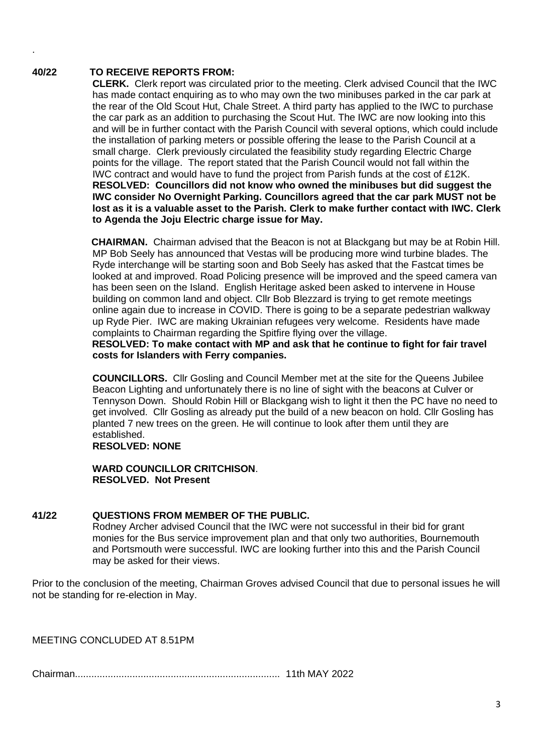.

**40/22 TO RECEIVE REPORTS FROM:**

**CLERK.** Clerk report was circulated prior to the meeting. Clerk advised Council that the IWC has made contact enquiring as to who may own the two minibuses parked in the car park at the rear of the Old Scout Hut, Chale Street. A third party has applied to the IWC to purchase the car park as an addition to purchasing the Scout Hut. The IWC are now looking into this and will be in further contact with the Parish Council with several options, which could include the installation of parking meters or possible offering the lease to the Parish Council at a small charge. Clerk previously circulated the feasibility study regarding Electric Charge points for the village. The report stated that the Parish Council would not fall within the IWC contract and would have to fund the project from Parish funds at the cost of £12K.
**RESOLVED: Councillors did not know who owned the minibuses but did suggest the IWC consider No Overnight Parking. Councillors agreed that the car park MUST not be lost as it is a valuable asset to the Parish. Clerk to make further contact with IWC. Clerk to Agenda the Joju Electric charge issue for May.**

**CHAIRMAN.** Chairman advised that the Beacon is not at Blackgang but may be at Robin Hill. MP Bob Seely has announced that Vestas will be producing more wind turbine blades. The Ryde interchange will be starting soon and Bob Seely has asked that the Fastcat times be looked at and improved. Road Policing presence will be improved and the speed camera van has been seen on the Island. English Heritage asked been asked to intervene in House building on common land and object. Cllr Bob Blezzard is trying to get remote meetings online again due to increase in COVID. There is going to be a separate pedestrian walkway up Ryde Pier. IWC are making Ukrainian refugees very welcome. Residents have made complaints to Chairman regarding the Spitfire flying over the village.
**RESOLVED: To make contact with MP and ask that he continue to fight for fair travel costs for Islanders with Ferry companies.**

**COUNCILLORS.** Cllr Gosling and Council Member met at the site for the Queens Jubilee Beacon Lighting and unfortunately there is no line of sight with the beacons at Culver or Tennyson Down. Should Robin Hill or Blackgang wish to light it then the PC have no need to get involved. Cllr Gosling as already put the build of a new beacon on hold. Cllr Gosling has planted 7 new trees on the green. He will continue to look after them until they are established.
**RESOLVED: NONE**

**WARD COUNCILLOR CRITCHISON**.
**RESOLVED. Not Present**

**41/22 QUESTIONS FROM MEMBER OF THE PUBLIC.**

Rodney Archer advised Council that the IWC were not successful in their bid for grant monies for the Bus service improvement plan and that only two authorities, Bournemouth and Portsmouth were successful. IWC are looking further into this and the Parish Council may be asked for their views.

Prior to the conclusion of the meeting, Chairman Groves advised Council that due to personal issues he will not be standing for re-election in May.

MEETING CONCLUDED AT 8.51PM

Chairman.......................................................................... 11th MAY 2022